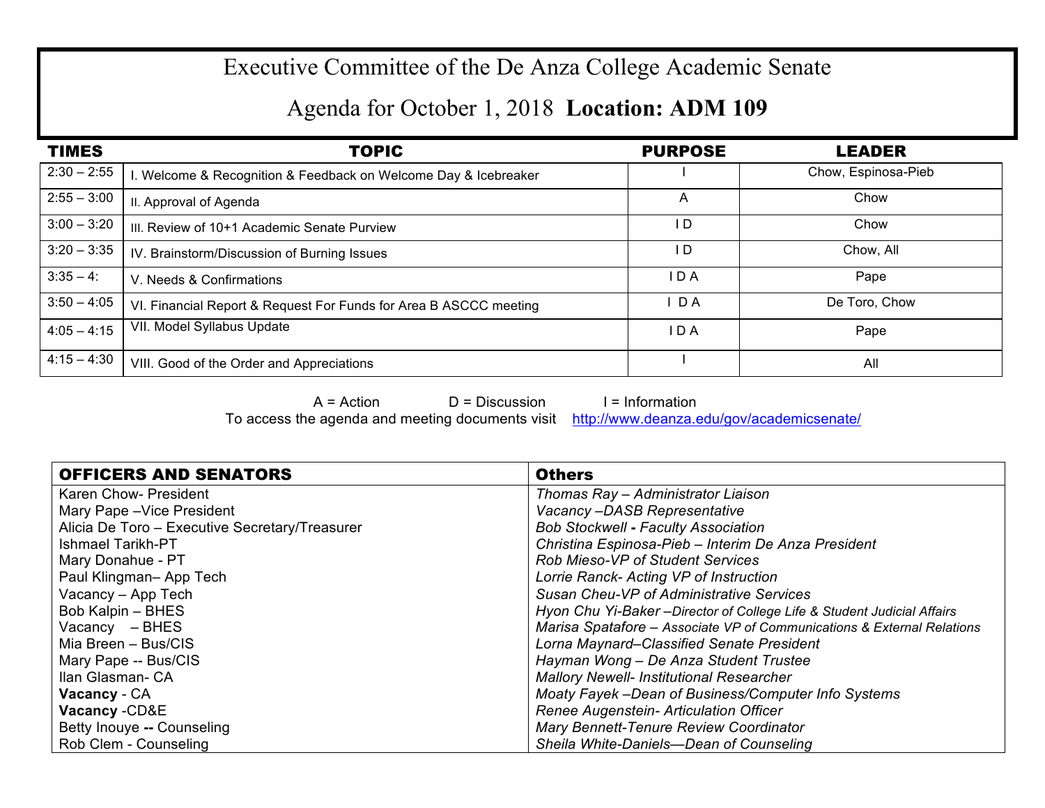# Executive Committee of the De Anza College Academic Senate

## Agenda for October 1, 2018 **Location: ADM 109**

| TIMES | TOPIC | PURPOSE | LEADER |
|---|---|---|---|
| 2:30 – 2:55 | I. Welcome & Recognition & Feedback on Welcome Day & Icebreaker | I | Chow, Espinosa-Pieb |
| 2:55 – 3:00 | II. Approval of Agenda | A | Chow |
| 3:00 – 3:20 | III. Review of 10+1 Academic Senate Purview | I D | Chow |
| 3:20 – 3:35 | IV. Brainstorm/Discussion of Burning Issues | I D | Chow, All |
| 3:35 – 4: | V. Needs & Confirmations | I D A | Pape |
| 3:50 – 4:05 | VI. Financial Report & Request For Funds for Area B ASCCC meeting | I D A | De Toro, Chow |
| 4:05 – 4:15 | VII. Model Syllabus Update | I D A | Pape |
| 4:15 – 4:30 | VIII. Good of the Order and Appreciations | I | All |

A = Action D = Discussion I = Information

To access the agenda and meeting documents visit http://www.deanza.edu/gov/academicsenate/

| OFFICERS AND SENATORS | Others |
|---|---|
| Karen Chow- President | *Thomas Ray – Administrator Liaison* |
| Mary Pape –Vice President | *Vacancy –DASB Representative* |
| Alicia De Toro – Executive Secretary/Treasurer | *Bob Stockwell - Faculty Association* |
| Ishmael Tarikh-PT | *Christina Espinosa-Pieb – Interim De Anza President* |
| Mary Donahue - PT | *Rob Mieso-VP of Student Services* |
| Paul Klingman– App Tech | *Lorrie Ranck- Acting VP of Instruction* |
| Vacancy – App Tech | *Susan Cheu-VP of Administrative Services* |
| Bob Kalpin – BHES | *Hyon Chu Yi-Baker –Director of College Life & Student Judicial Affairs* |
| Vacancy – BHES | *Marisa Spatafore – Associate VP of Communications & External Relations* |
| Mia Breen – Bus/CIS | *Lorna Maynard–Classified Senate President* |
| Mary Pape -- Bus/CIS | *Hayman Wong – De Anza Student Trustee* |
| Ilan Glasman- CA | *Mallory Newell- Institutional Researcher* |
| **Vacancy** - CA | *Moaty Fayek –Dean of Business/Computer Info Systems* |
| **Vacancy** -CD&E | *Renee Augenstein- Articulation Officer* |
| Betty Inouye **--** Counseling | *Mary Bennett-Tenure Review Coordinator* |
| Rob Clem - Counseling | *Sheila White-Daniels—Dean of Counseling* |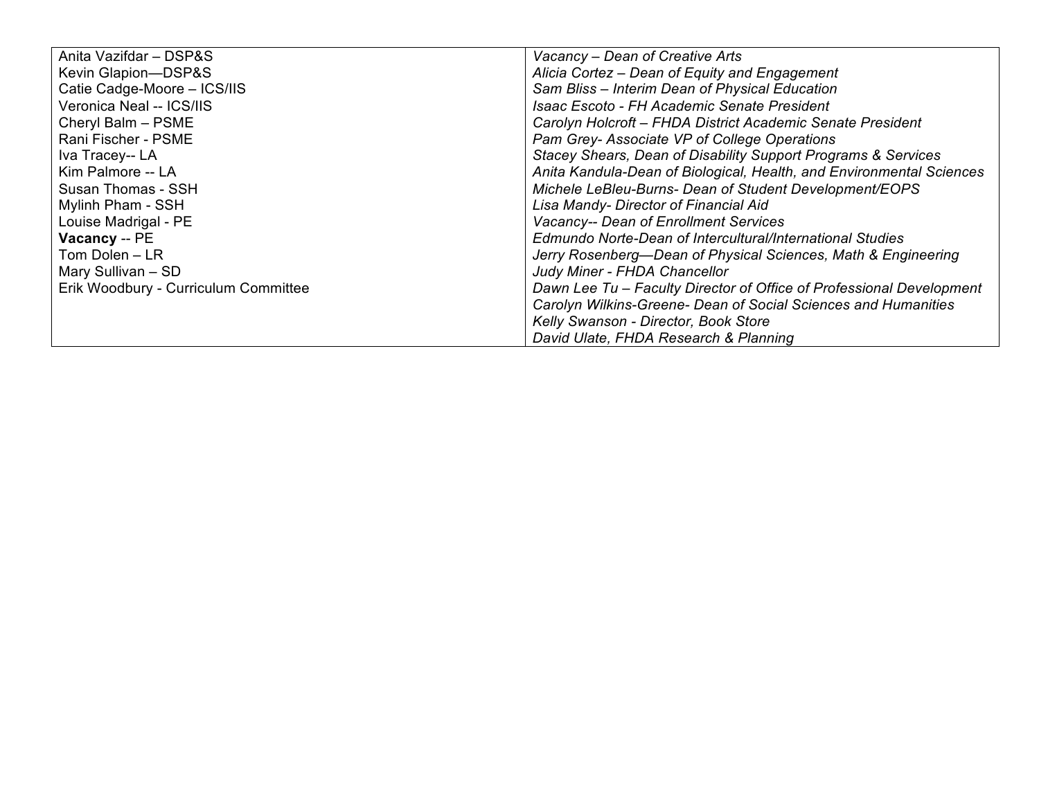| | |
|---|---|
| Anita Vazifdar – DSP&S | *Vacancy – Dean of Creative Arts* |
| Kevin Glapion—DSP&S | *Alicia Cortez – Dean of Equity and Engagement* |
| Catie Cadge-Moore – ICS/IIS | *Sam Bliss – Interim Dean of Physical Education* |
| Veronica Neal -- ICS/IIS | *Isaac Escoto - FH Academic Senate President* |
| Cheryl Balm – PSME | *Carolyn Holcroft – FHDA District Academic Senate President* |
| Rani Fischer - PSME | *Pam Grey- Associate VP of College Operations* |
| Iva Tracey-- LA | *Stacey Shears, Dean of Disability Support Programs & Services* |
| Kim Palmore -- LA | *Anita Kandula-Dean of Biological, Health, and Environmental Sciences* |
| Susan Thomas - SSH | *Michele LeBleu-Burns- Dean of Student Development/EOPS* |
| Mylinh Pham - SSH | *Lisa Mandy- Director of Financial Aid* |
| Louise Madrigal - PE | *Vacancy-- Dean of Enrollment Services* |
| **Vacancy** -- PE | *Edmundo Norte-Dean of Intercultural/International Studies* |
| Tom Dolen – LR | *Jerry Rosenberg—Dean of Physical Sciences, Math & Engineering* |
| Mary Sullivan – SD | *Judy Miner - FHDA Chancellor* |
| Erik Woodbury - Curriculum Committee | *Dawn Lee Tu – Faculty Director of Office of Professional Development* |
| | *Carolyn Wilkins-Greene- Dean of Social Sciences and Humanities* |
| | *Kelly Swanson - Director, Book Store* |
| | *David Ulate, FHDA Research & Planning* |